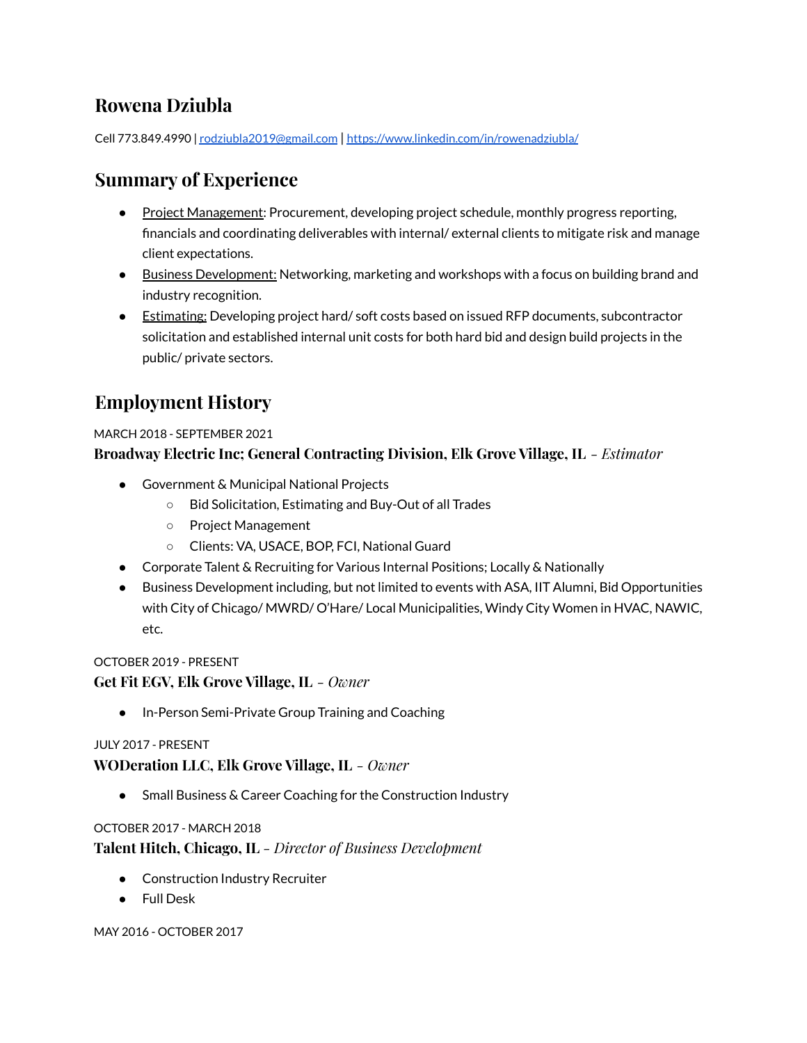# Rowena Dziubla

Cell 773.849.4990 | [rodziubla2019@gmail.com](mailto:rodziubla2019@gmail.com) | [https://www.linkedin.com/in/rowenadziubla/](https://www.linkedin.com/in/rowenadziubla/)

## Summary of Experience

- Project Management: Procurement, developing project schedule, monthly progress reporting, financials and coordinating deliverables with internal/ external clients to mitigate risk and manage client expectations.
- Business Development: Networking, marketing and workshops with a focus on building brand and industry recognition.
- Estimating: Developing project hard/ soft costs based on issued RFP documents, subcontractor solicitation and established internal unit costs for both hard bid and design build projects in the public/ private sectors.

## Employment History

MARCH 2018 - SEPTEMBER 2021

**Broadway Electric Inc; General Contracting Division, Elk Grove Village, IL** – *Estimator*

- Government & Municipal National Projects
  - Bid Solicitation, Estimating and Buy-Out of all Trades
  - Project Management
  - Clients: VA, USACE, BOP, FCI, National Guard
- Corporate Talent & Recruiting for Various Internal Positions; Locally & Nationally
- Business Development including, but not limited to events with ASA, IIT Alumni, Bid Opportunities with City of Chicago/ MWRD/ O'Hare/ Local Municipalities, Windy City Women in HVAC, NAWIC, etc.

OCTOBER 2019 - PRESENT

**Get Fit EGV, Elk Grove Village, IL** – *Owner*

- In-Person Semi-Private Group Training and Coaching

JULY 2017 - PRESENT

**WODeration LLC, Elk Grove Village, IL** – *Owner*

- Small Business & Career Coaching for the Construction Industry

OCTOBER 2017 - MARCH 2018

**Talent Hitch, Chicago, IL** – *Director of Business Development*

- Construction Industry Recruiter
- Full Desk

MAY 2016 - OCTOBER 2017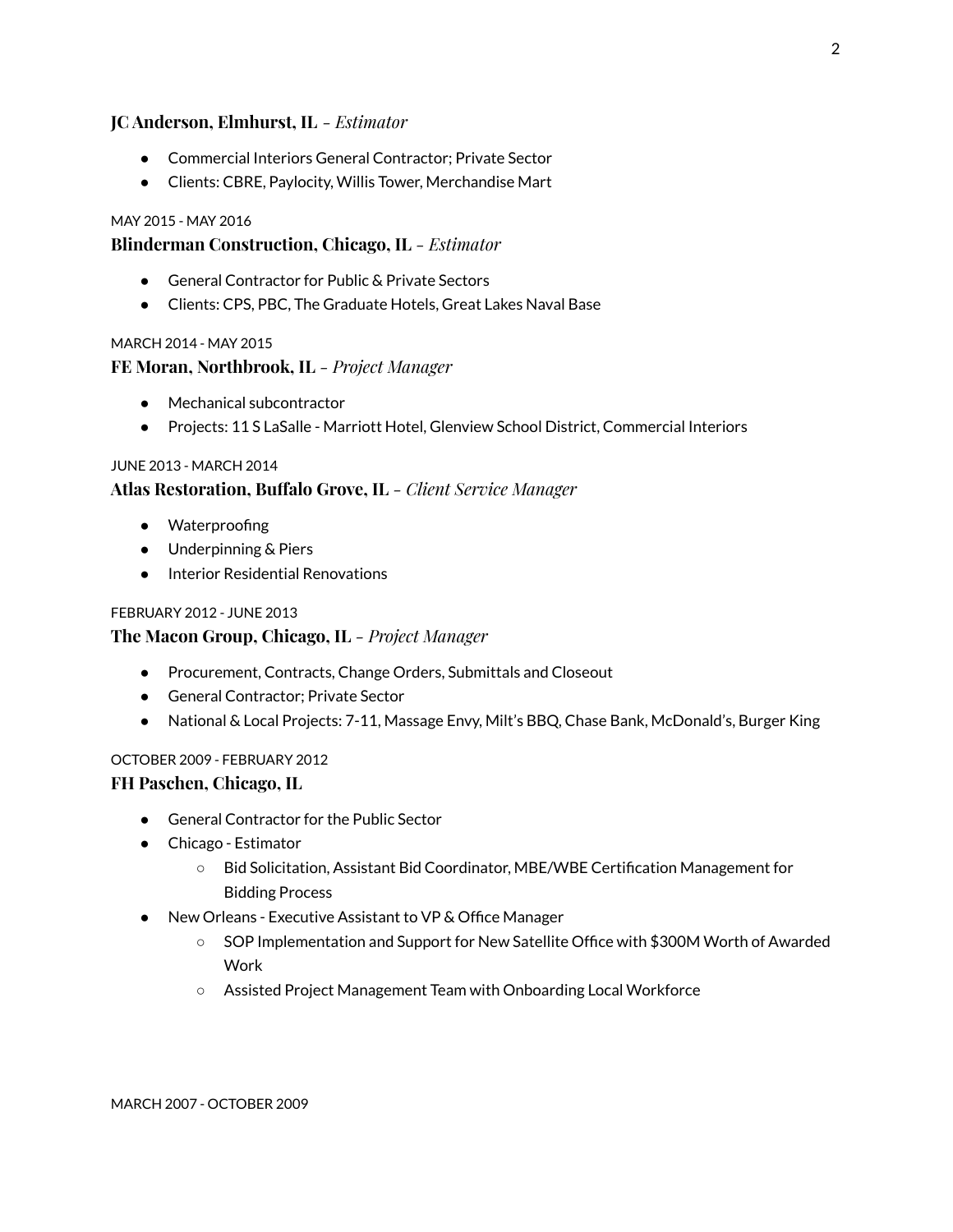### **JC Anderson, Elmhurst, IL** – *Estimator*

- Commercial Interiors General Contractor; Private Sector
- Clients: CBRE, Paylocity, Willis Tower, Merchandise Mart

MAY 2015 - MAY 2016

### **Blinderman Construction, Chicago, IL** – *Estimator*

- General Contractor for Public & Private Sectors
- Clients: CPS, PBC, The Graduate Hotels, Great Lakes Naval Base

MARCH 2014 - MAY 2015

### **FE Moran, Northbrook, IL** – *Project Manager*

- Mechanical subcontractor
- Projects: 11 S LaSalle - Marriott Hotel, Glenview School District, Commercial Interiors

JUNE 2013 - MARCH 2014

### **Atlas Restoration, Buffalo Grove, IL** – *Client Service Manager*

- Waterproofing
- Underpinning & Piers
- Interior Residential Renovations

FEBRUARY 2012 - JUNE 2013

### **The Macon Group, Chicago, IL** – *Project Manager*

- Procurement, Contracts, Change Orders, Submittals and Closeout
- General Contractor; Private Sector
- National & Local Projects: 7-11, Massage Envy, Milt's BBQ, Chase Bank, McDonald's, Burger King

OCTOBER 2009 - FEBRUARY 2012

### **FH Paschen, Chicago, IL**

- General Contractor for the Public Sector
- Chicago - Estimator
  - Bid Solicitation, Assistant Bid Coordinator, MBE/WBE Certification Management for Bidding Process
- New Orleans - Executive Assistant to VP & Office Manager
  - SOP Implementation and Support for New Satellite Office with $300M Worth of Awarded Work
  - Assisted Project Management Team with Onboarding Local Workforce

MARCH 2007 - OCTOBER 2009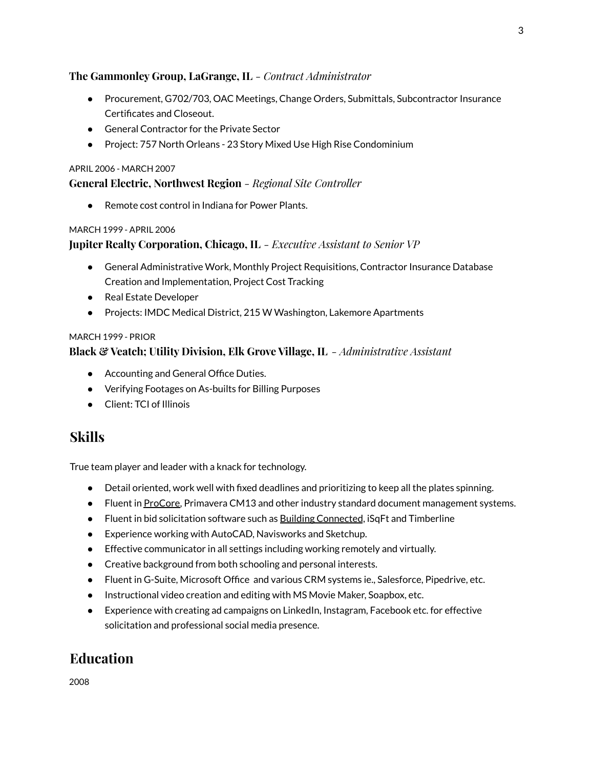**The Gammonley Group, LaGrange, IL** – *Contract Administrator*

- Procurement, G702/703, OAC Meetings, Change Orders, Submittals, Subcontractor Insurance Certificates and Closeout.
- General Contractor for the Private Sector
- Project: 757 North Orleans - 23 Story Mixed Use High Rise Condominium

APRIL 2006 - MARCH 2007

**General Electric, Northwest Region** – *Regional Site Controller*

- Remote cost control in Indiana for Power Plants.

MARCH 1999 - APRIL 2006

**Jupiter Realty Corporation, Chicago, IL** – *Executive Assistant to Senior VP*

- General Administrative Work, Monthly Project Requisitions, Contractor Insurance Database Creation and Implementation, Project Cost Tracking
- Real Estate Developer
- Projects: IMDC Medical District, 215 W Washington, Lakemore Apartments

MARCH 1999 - PRIOR

**Black & Veatch; Utility Division, Elk Grove Village, IL** – *Administrative Assistant*

- Accounting and General Office Duties.
- Verifying Footages on As-builts for Billing Purposes
- Client: TCI of Illinois

## Skills

True team player and leader with a knack for technology.

- Detail oriented, work well with fixed deadlines and prioritizing to keep all the plates spinning.
- Fluent in ProCore, Primavera CM13 and other industry standard document management systems.
- Fluent in bid solicitation software such as Building Connected, iSqFt and Timberline
- Experience working with AutoCAD, Navisworks and Sketchup.
- Effective communicator in all settings including working remotely and virtually.
- Creative background from both schooling and personal interests.
- Fluent in G-Suite, Microsoft Office and various CRM systems ie., Salesforce, Pipedrive, etc.
- Instructional video creation and editing with MS Movie Maker, Soapbox, etc.
- Experience with creating ad campaigns on LinkedIn, Instagram, Facebook etc. for effective solicitation and professional social media presence.

## Education

2008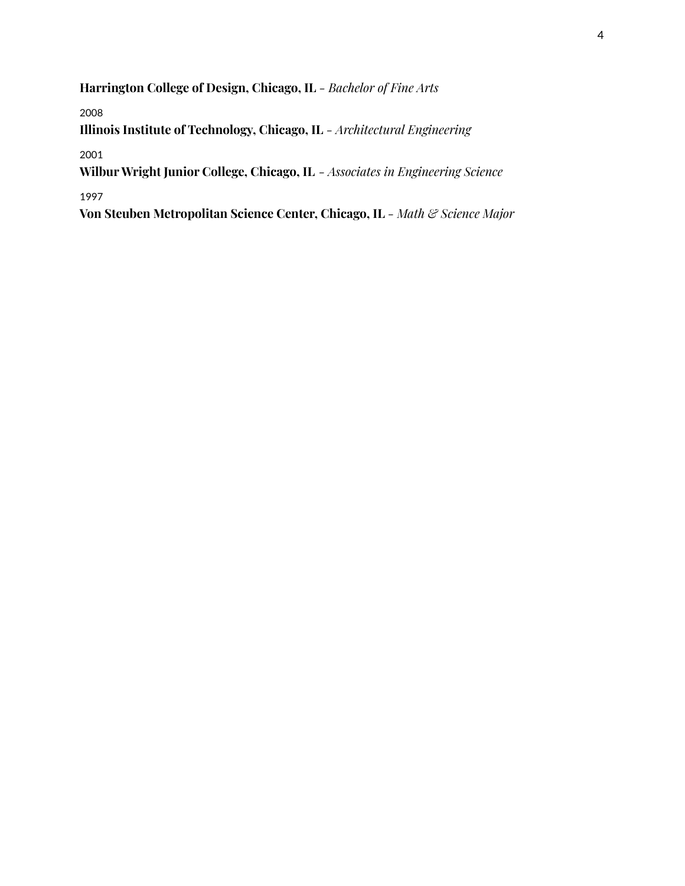**Harrington College of Design, Chicago, IL** – *Bachelor of Fine Arts*

2008
**Illinois Institute of Technology, Chicago, IL** – *Architectural Engineering*

2001
**Wilbur Wright Junior College, Chicago, IL** – *Associates in Engineering Science*

1997
**Von Steuben Metropolitan Science Center, Chicago, IL** – *Math & Science Major*